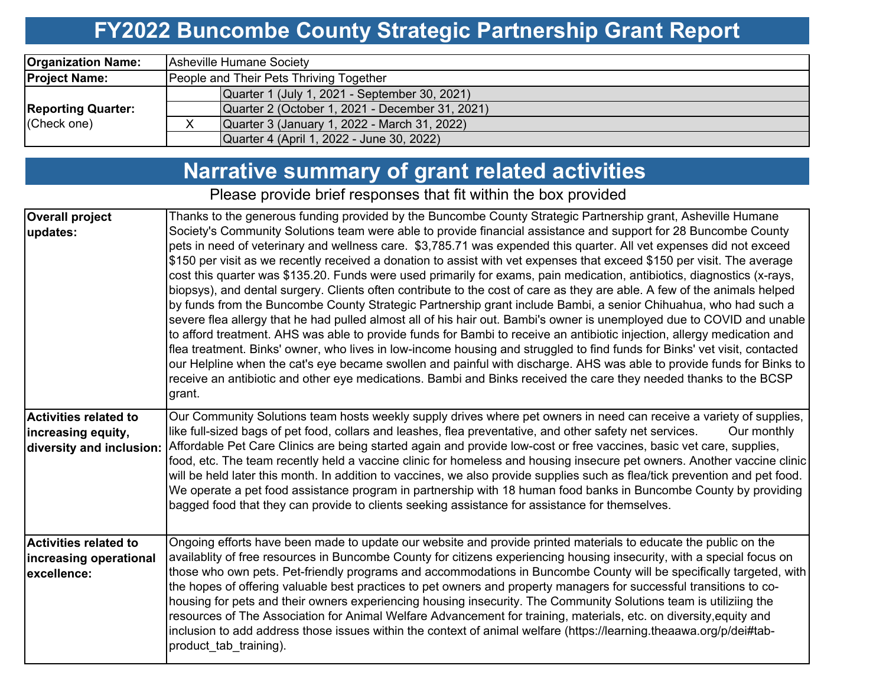# FY2022 Buncombe County Strategic Partnership Grant Report

| | | |
|---|---|---|
| **Organization Name:** | Asheville Humane Society | |
| **Project Name:** | People and Their Pets Thriving Together | |
| **Reporting Quarter:** (Check one) | | Quarter 1 (July 1, 2021 - September 30, 2021) |
| | | Quarter 2 (October 1, 2021 - December 31, 2021) |
| | X | Quarter 3 (January 1, 2022 - March 31, 2022) |
| | | Quarter 4 (April 1, 2022 - June 30, 2022) |

## Narrative summary of grant related activities

Please provide brief responses that fit within the box provided

| | |
|---|---|
| **Overall project updates:** | Thanks to the generous funding provided by the Buncombe County Strategic Partnership grant, Asheville Humane Society's Community Solutions team were able to provide financial assistance and support for 28 Buncombe County pets in need of veterinary and wellness care. $3,785.71 was expended this quarter. All vet expenses did not exceed $150 per visit as we recently received a donation to assist with vet expenses that exceed $150 per visit. The average cost this quarter was $135.20. Funds were used primarily for exams, pain medication, antibiotics, diagnostics (x-rays, biopsys), and dental surgery. Clients often contribute to the cost of care as they are able. A few of the animals helped by funds from the Buncombe County Strategic Partnership grant include Bambi, a senior Chihuahua, who had such a severe flea allergy that he had pulled almost all of his hair out. Bambi's owner is unemployed due to COVID and unable to afford treatment. AHS was able to provide funds for Bambi to receive an antibiotic injection, allergy medication and flea treatment. Binks' owner, who lives in low-income housing and struggled to find funds for Binks' vet visit, contacted our Helpline when the cat's eye became swollen and painful with discharge. AHS was able to provide funds for Binks to receive an antibiotic and other eye medications. Bambi and Binks received the care they needed thanks to the BCSP grant. |
| **Activities related to increasing equity, diversity and inclusion:** | Our Community Solutions team hosts weekly supply drives where pet owners in need can receive a variety of supplies, like full-sized bags of pet food, collars and leashes, flea preventative, and other safety net services. Our monthly Affordable Pet Care Clinics are being started again and provide low-cost or free vaccines, basic vet care, supplies, food, etc. The team recently held a vaccine clinic for homeless and housing insecure pet owners. Another vaccine clinic will be held later this month. In addition to vaccines, we also provide supplies such as flea/tick prevention and pet food. We operate a pet food assistance program in partnership with 18 human food banks in Buncombe County by providing bagged food that they can provide to clients seeking assistance for assistance for themselves. |
| **Activities related to increasing operational excellence:** | Ongoing efforts have been made to update our website and provide printed materials to educate the public on the availablity of free resources in Buncombe County for citizens experiencing housing insecurity, with a special focus on those who own pets. Pet-friendly programs and accommodations in Buncombe County will be specifically targeted, with the hopes of offering valuable best practices to pet owners and property managers for successful transitions to co-housing for pets and their owners experiencing housing insecurity. The Community Solutions team is utiliziing the resources of The Association for Animal Welfare Advancement for training, materials, etc. on diversity,equity and inclusion to add address those issues within the context of animal welfare (https://learning.theaawa.org/p/dei#tab-product_tab_training). |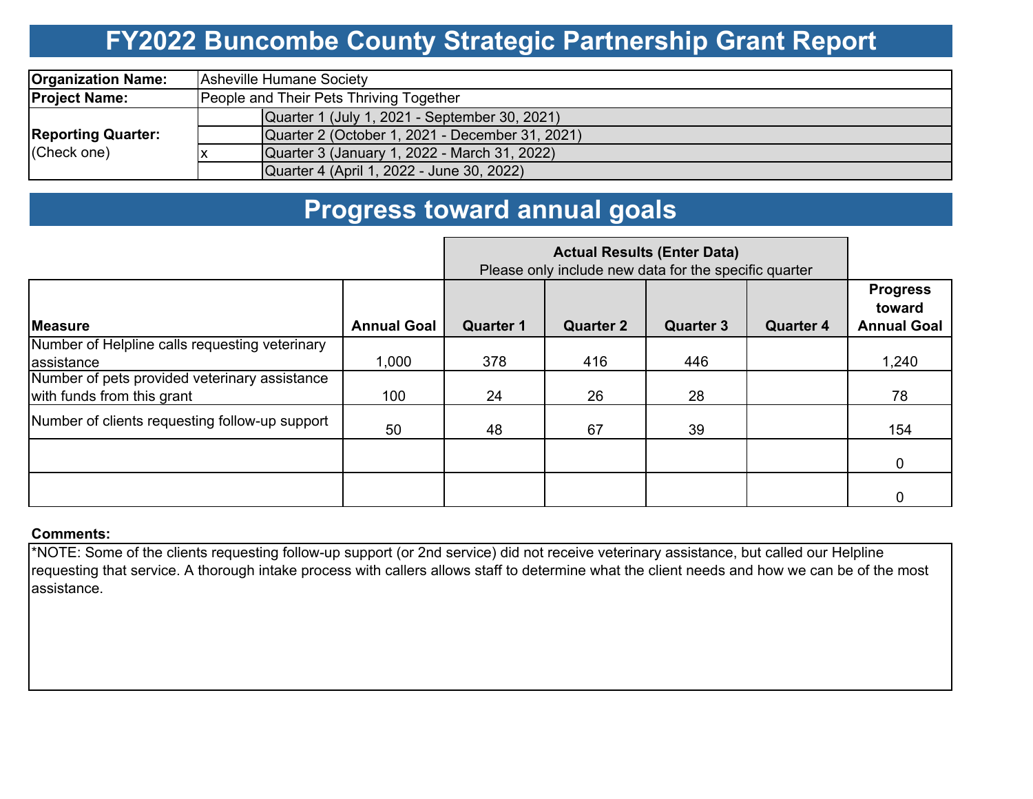# FY2022 Buncombe County Strategic Partnership Grant Report

| | | |
|---|---|---|
| **Organization Name:** | Asheville Humane Society | |
| **Project Name:** | People and Their Pets Thriving Together | |
| **Reporting Quarter:** (Check one) | | Quarter 1 (July 1, 2021 - September 30, 2021) |
| | | Quarter 2 (October 1, 2021 - December 31, 2021) |
| | x | Quarter 3 (January 1, 2022 - March 31, 2022) |
| | | Quarter 4 (April 1, 2022 - June 30, 2022) |

# Progress toward annual goals

| | | **Actual Results (Enter Data)** Please only include new data for the specific quarter | | | | |
|---|---|---|---|---|---|---|
| **Measure** | **Annual Goal** | **Quarter 1** | **Quarter 2** | **Quarter 3** | **Quarter 4** | **Progress toward Annual Goal** |
| Number of Helpline calls requesting veterinary assistance | 1,000 | 378 | 416 | 446 | | 1,240 |
| Number of pets provided veterinary assistance with funds from this grant | 100 | 24 | 26 | 28 | | 78 |
| Number of clients requesting follow-up support | 50 | 48 | 67 | 39 | | 154 |
| | | | | | | 0 |
| | | | | | | 0 |

**Comments:**

*NOTE: Some of the clients requesting follow-up support (or 2nd service) did not receive veterinary assistance, but called our Helpline requesting that service. A thorough intake process with callers allows staff to determine what the client needs and how we can be of the most assistance.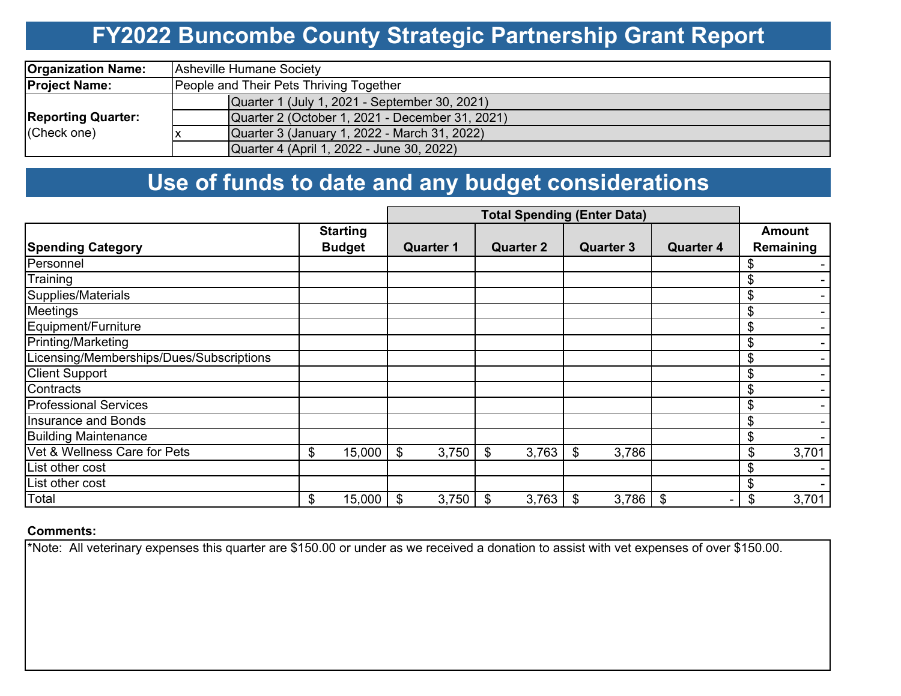# FY2022 Buncombe County Strategic Partnership Grant Report

| | | |
|---|---|---|
| **Organization Name:** | Asheville Humane Society | |
| **Project Name:** | People and Their Pets Thriving Together | |
| **Reporting Quarter:** (Check one) | | Quarter 1 (July 1, 2021 - September 30, 2021) |
| | | Quarter 2 (October 1, 2021 - December 31, 2021) |
| | x | Quarter 3 (January 1, 2022 - March 31, 2022) |
| | | Quarter 4 (April 1, 2022 - June 30, 2022) |

## Use of funds to date and any budget considerations

| | | Total Spending (Enter Data) | | | | |
|---|---|---|---|---|---|---|
| **Spending Category** | **Starting Budget** | **Quarter 1** | **Quarter 2** | **Quarter 3** | **Quarter 4** | **Amount Remaining** |
| Personnel | | | | | | $ - |
| Training | | | | | | $ - |
| Supplies/Materials | | | | | | $ - |
| Meetings | | | | | | $ - |
| Equipment/Furniture | | | | | | $ - |
| Printing/Marketing | | | | | | $ - |
| Licensing/Memberships/Dues/Subscriptions | | | | | | $ - |
| Client Support | | | | | | $ - |
| Contracts | | | | | | $ - |
| Professional Services | | | | | | $ - |
| Insurance and Bonds | | | | | | $ - |
| Building Maintenance | | | | | | $ - |
| Vet & Wellness Care for Pets | $ 15,000 | $ 3,750 | $ 3,763 | $ 3,786 | | $ 3,701 |
| List other cost | | | | | | $ - |
| List other cost | | | | | | $ - |
| Total | $ 15,000 | $ 3,750 | $ 3,763 | $ 3,786 | $ - | $ 3,701 |

**Comments:**

*Note: All veterinary expenses this quarter are $150.00 or under as we received a donation to assist with vet expenses of over $150.00.